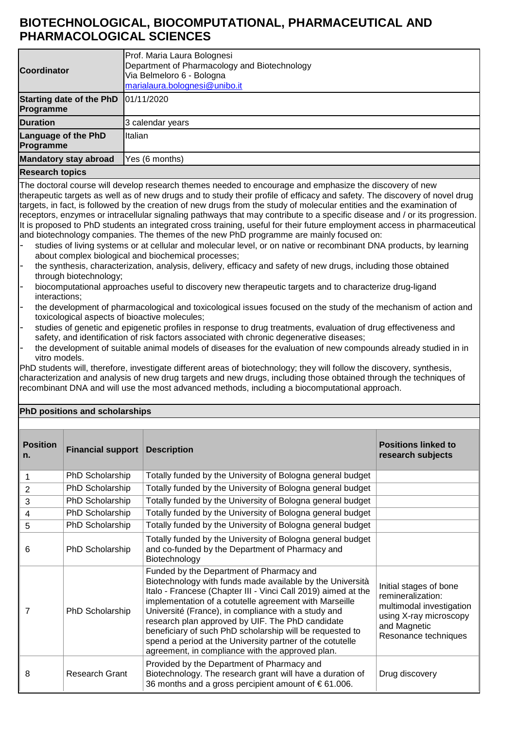# BIOTECHNOLOGICAL, BIOCOMPUTATIONAL, PHARMACEUTICAL AND PHARMACOLOGICAL SCIENCES

| | |
|---|---|
| **Coordinator** | Prof. Maria Laura Bolognesi<br>Department of Pharmacology and Biotechnology<br>Via Belmeloro 6 - Bologna<br>marialaura.bolognesi@unibo.it |
| **Starting date of the PhD Programme** | 01/11/2020 |
| **Duration** | 3 calendar years |
| **Language of the PhD Programme** | Italian |
| **Mandatory stay abroad** | Yes (6 months) |

## Research topics

The doctoral course will develop research themes needed to encourage and emphasize the discovery of new therapeutic targets as well as of new drugs and to study their profile of efficacy and safety. The discovery of novel drug targets, in fact, is followed by the creation of new drugs from the study of molecular entities and the examination of receptors, enzymes or intracellular signaling pathways that may contribute to a specific disease and / or its progression. It is proposed to PhD students an integrated cross training, useful for their future employment access in pharmaceutical and biotechnology companies. The themes of the new PhD programme are mainly focused on:

- studies of living systems or at cellular and molecular level, or on native or recombinant DNA products, by learning about complex biological and biochemical processes;
- the synthesis, characterization, analysis, delivery, efficacy and safety of new drugs, including those obtained through biotechnology;
- biocomputational approaches useful to discovery new therapeutic targets and to characterize drug-ligand interactions;
- the development of pharmacological and toxicological issues focused on the study of the mechanism of action and toxicological aspects of bioactive molecules;
- studies of genetic and epigenetic profiles in response to drug treatments, evaluation of drug effectiveness and safety, and identification of risk factors associated with chronic degenerative diseases;
- the development of suitable animal models of diseases for the evaluation of new compounds already studied in in vitro models.

PhD students will, therefore, investigate different areas of biotechnology; they will follow the discovery, synthesis, characterization and analysis of new drug targets and new drugs, including those obtained through the techniques of recombinant DNA and will use the most advanced methods, including a biocomputational approach.

## PhD positions and scholarships

| Position n. | Financial support | Description | Positions linked to research subjects |
|---|---|---|---|
| 1 | PhD Scholarship | Totally funded by the University of Bologna general budget | |
| 2 | PhD Scholarship | Totally funded by the University of Bologna general budget | |
| 3 | PhD Scholarship | Totally funded by the University of Bologna general budget | |
| 4 | PhD Scholarship | Totally funded by the University of Bologna general budget | |
| 5 | PhD Scholarship | Totally funded by the University of Bologna general budget | |
| 6 | PhD Scholarship | Totally funded by the University of Bologna general budget and co-funded by the Department of Pharmacy and Biotechnology | |
| 7 | PhD Scholarship | Funded by the Department of Pharmacy and Biotechnology with funds made available by the Università Italo - Francese (Chapter III - Vinci Call 2019) aimed at the implementation of a cotutelle agreement with Marseille Université (France), in compliance with a study and research plan approved by UIF. The PhD candidate beneficiary of such PhD scholarship will be requested to spend a period at the University partner of the cotutelle agreement, in compliance with the approved plan. | Initial stages of bone remineralization: multimodal investigation using X-ray microscopy and Magnetic Resonance techniques |
| 8 | Research Grant | Provided by the Department of Pharmacy and Biotechnology. The research grant will have a duration of 36 months and a gross percipient amount of € 61.006. | Drug discovery |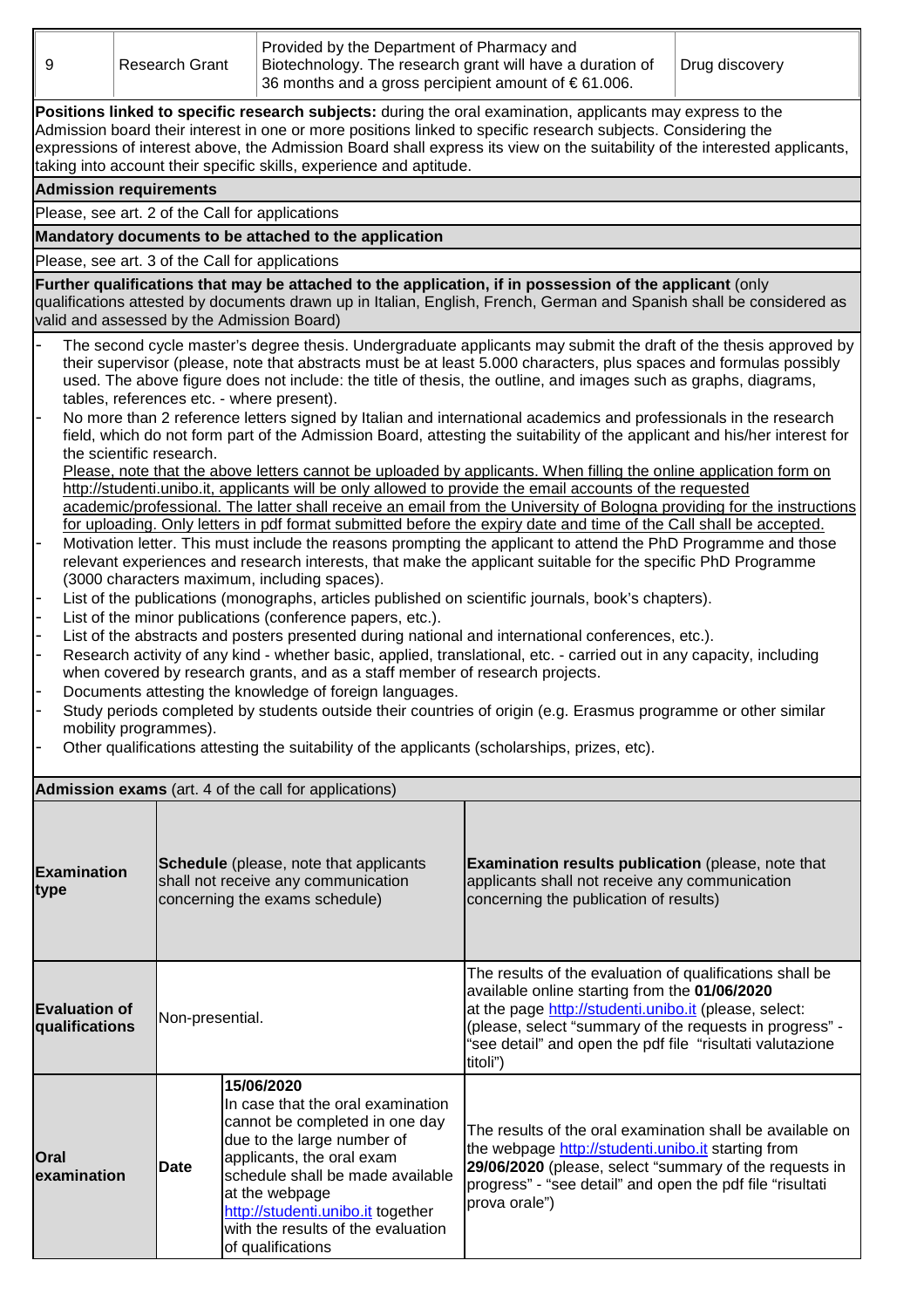| 9 | Research Grant | Provided by the Department of Pharmacy and Biotechnology. The research grant will have a duration of 36 months and a gross percipient amount of € 61.006. | Drug discovery |
|---|---|---|---|

**Positions linked to specific research subjects:** during the oral examination, applicants may express to the Admission board their interest in one or more positions linked to specific research subjects. Considering the expressions of interest above, the Admission Board shall express its view on the suitability of the interested applicants, taking into account their specific skills, experience and aptitude.

**Admission requirements**

Please, see art. 2 of the Call for applications

**Mandatory documents to be attached to the application**

Please, see art. 3 of the Call for applications

**Further qualifications that may be attached to the application, if in possession of the applicant** (only qualifications attested by documents drawn up in Italian, English, French, German and Spanish shall be considered as valid and assessed by the Admission Board)

- The second cycle master's degree thesis. Undergraduate applicants may submit the draft of the thesis approved by their supervisor (please, note that abstracts must be at least 5.000 characters, plus spaces and formulas possibly used. The above figure does not include: the title of thesis, the outline, and images such as graphs, diagrams, tables, references etc. - where present).
- No more than 2 reference letters signed by Italian and international academics and professionals in the research field, which do not form part of the Admission Board, attesting the suitability of the applicant and his/her interest for the scientific research.
  Please, note that the above letters cannot be uploaded by applicants. When filling the online application form on http://studenti.unibo.it, applicants will be only allowed to provide the email accounts of the requested academic/professional. The latter shall receive an email from the University of Bologna providing for the instructions for uploading. Only letters in pdf format submitted before the expiry date and time of the Call shall be accepted.
- Motivation letter. This must include the reasons prompting the applicant to attend the PhD Programme and those relevant experiences and research interests, that make the applicant suitable for the specific PhD Programme (3000 characters maximum, including spaces).
- List of the publications (monographs, articles published on scientific journals, book's chapters).
- List of the minor publications (conference papers, etc.).
- List of the abstracts and posters presented during national and international conferences, etc.).
- Research activity of any kind - whether basic, applied, translational, etc. - carried out in any capacity, including when covered by research grants, and as a staff member of research projects.
- Documents attesting the knowledge of foreign languages.
- Study periods completed by students outside their countries of origin (e.g. Erasmus programme or other similar mobility programmes).
- Other qualifications attesting the suitability of the applicants (scholarships, prizes, etc).

**Admission exams** (art. 4 of the call for applications)

| **Examination type** | **Schedule** (please, note that applicants shall not receive any communication concerning the exams schedule) | | **Examination results publication** (please, note that applicants shall not receive any communication concerning the publication of results) |
|---|---|---|---|
| **Evaluation of qualifications** | Non-presential. | | The results of the evaluation of qualifications shall be available online starting from the **01/06/2020** at the page http://studenti.unibo.it (please, select: "summary of the requests in progress" - "see detail" and open the pdf file "risultati valutazione titoli") |
| **Oral examination** | **Date** | **15/06/2020** In case that the oral examination cannot be completed in one day due to the large number of applicants, the oral exam schedule shall be made available at the webpage http://studenti.unibo.it together with the results of the evaluation of qualifications | The results of the oral examination shall be available on the webpage http://studenti.unibo.it starting from **29/06/2020** (please, select "summary of the requests in progress" - "see detail" and open the pdf file "risultati prova orale") |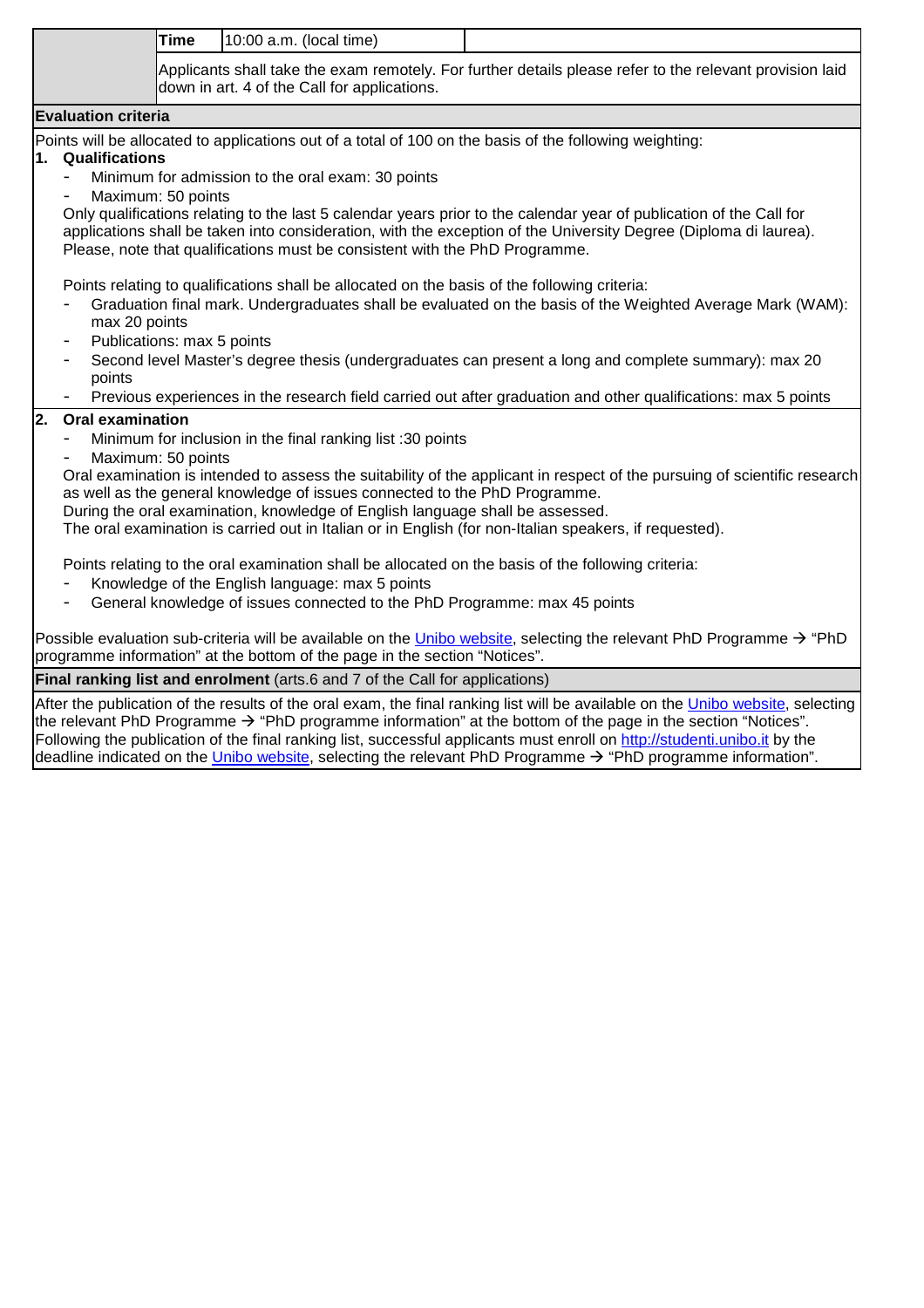| | | | |
|---|---|---|---|
| | **Time** | 10:00 a.m. (local time) | |
| | Applicants shall take the exam remotely. For further details please refer to the relevant provision laid down in art. 4 of the Call for applications. | | |

## Evaluation criteria

Points will be allocated to applications out of a total of 100 on the basis of the following weighting:

1. **Qualifications**
   - Minimum for admission to the oral exam: 30 points
   - Maximum: 50 points

   Only qualifications relating to the last 5 calendar years prior to the calendar year of publication of the Call for applications shall be taken into consideration, with the exception of the University Degree (Diploma di laurea). Please, note that qualifications must be consistent with the PhD Programme.

   Points relating to qualifications shall be allocated on the basis of the following criteria:
   - Graduation final mark. Undergraduates shall be evaluated on the basis of the Weighted Average Mark (WAM): max 20 points
   - Publications: max 5 points
   - Second level Master's degree thesis (undergraduates can present a long and complete summary): max 20 points
   - Previous experiences in the research field carried out after graduation and other qualifications: max 5 points

2. **Oral examination**
   - Minimum for inclusion in the final ranking list :30 points
   - Maximum: 50 points

   Oral examination is intended to assess the suitability of the applicant in respect of the pursuing of scientific research as well as the general knowledge of issues connected to the PhD Programme.
   During the oral examination, knowledge of English language shall be assessed.
   The oral examination is carried out in Italian or in English (for non-Italian speakers, if requested).

   Points relating to the oral examination shall be allocated on the basis of the following criteria:
   - Knowledge of the English language: max 5 points
   - General knowledge of issues connected to the PhD Programme: max 45 points

Possible evaluation sub-criteria will be available on the [Unibo website](), selecting the relevant PhD Programme → "PhD programme information" at the bottom of the page in the section "Notices".

## Final ranking list and enrolment (arts.6 and 7 of the Call for applications)

After the publication of the results of the oral exam, the final ranking list will be available on the [Unibo website](), selecting the relevant PhD Programme → "PhD programme information" at the bottom of the page in the section "Notices".
Following the publication of the final ranking list, successful applicants must enroll on [http://studenti.unibo.it](http://studenti.unibo.it) by the deadline indicated on the [Unibo website](), selecting the relevant PhD Programme → "PhD programme information".